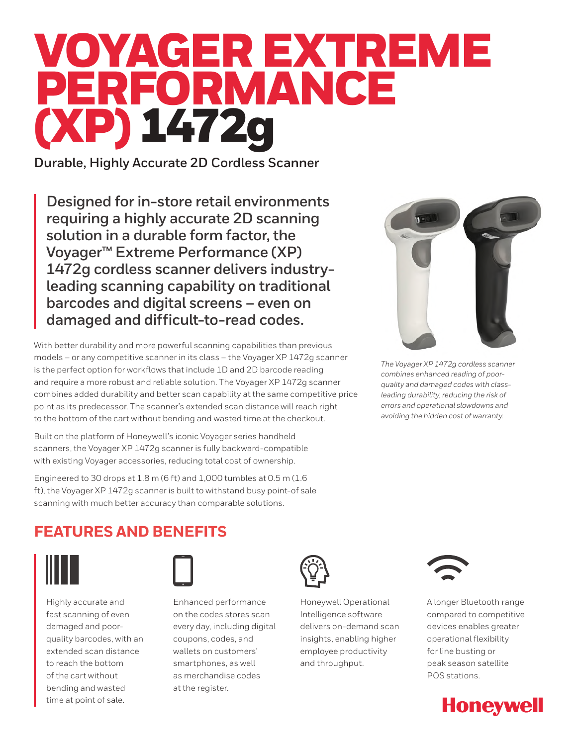# VOYAGER EXTREME PERFORMANCE (XP) 1472g

**Durable, Highly Accurate 2D Cordless Scanner**

**Designed for in-store retail environments requiring a highly accurate 2D scanning solution in a durable form factor, the Voyager™ Extreme Performance (XP) 1472g cordless scanner delivers industry-leading scanning capability on traditional barcodes and digital screens – even on damaged and difficult-to-read codes.**

With better durability and more powerful scanning capabilities than previous models – or any competitive scanner in its class – the Voyager XP 1472g scanner is the perfect option for workflows that include 1D and 2D barcode reading and require a more robust and reliable solution. The Voyager XP 1472g scanner combines added durability and better scan capability at the same competitive price point as its predecessor. The scanner's extended scan distance will reach right to the bottom of the cart without bending and wasted time at the checkout.

Built on the platform of Honeywell's iconic Voyager series handheld scanners, the Voyager XP 1472g scanner is fully backward-compatible with existing Voyager accessories, reducing total cost of ownership.

Engineered to 30 drops at 1.8 m (6 ft) and 1,000 tumbles at 0.5 m (1.6 ft), the Voyager XP 1472g scanner is built to withstand busy point-of sale scanning with much better accuracy than comparable solutions.

*The Voyager XP 1472g cordless scanner combines enhanced reading of poor-quality and damaged codes with class-leading durability, reducing the risk of errors and operational slowdowns and avoiding the hidden cost of warranty.*

## FEATURES AND BENEFITS

Highly accurate and fast scanning of even damaged and poor-quality barcodes, with an extended scan distance to reach the bottom of the cart without bending and wasted time at point of sale.

Enhanced performance on the codes stores scan every day, including digital coupons, codes, and wallets on customers' smartphones, as well as merchandise codes at the register.

Honeywell Operational Intelligence software delivers on-demand scan insights, enabling higher employee productivity and throughput.

A longer Bluetooth range compared to competitive devices enables greater operational flexibility for line busting or peak season satellite POS stations.

Honeywell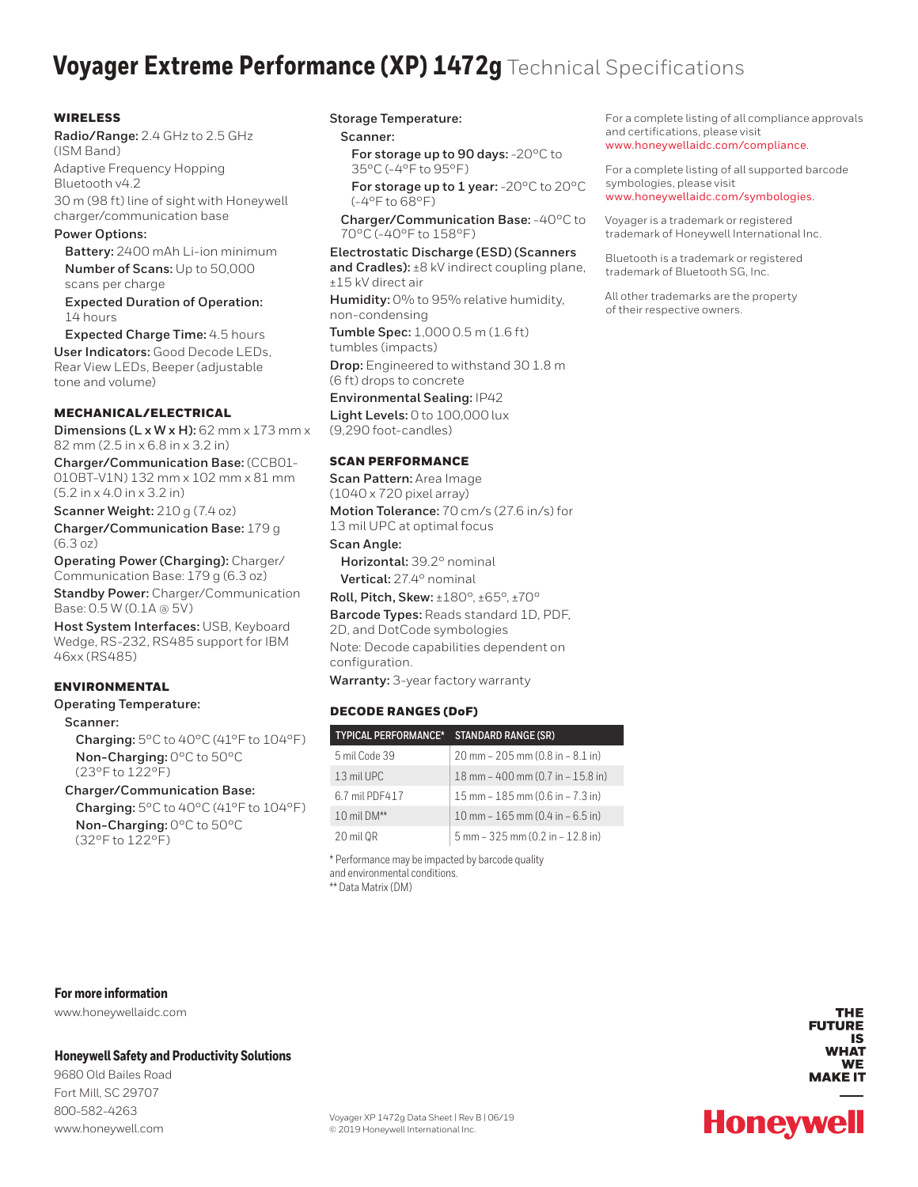# Voyager Extreme Performance (XP) 1472g Technical Specifications

## WIRELESS

**Radio/Range:** 2.4 GHz to 2.5 GHz (ISM Band)

Adaptive Frequency Hopping Bluetooth v4.2

30 m (98 ft) line of sight with Honeywell charger/communication base

**Power Options:**

- **Battery:** 2400 mAh Li-ion minimum
- **Number of Scans:** Up to 50,000 scans per charge
- **Expected Duration of Operation:** 14 hours
- **Expected Charge Time:** 4.5 hours

**User Indicators:** Good Decode LEDs, Rear View LEDs, Beeper (adjustable tone and volume)

## MECHANICAL/ELECTRICAL

**Dimensions (L x W x H):** 62 mm x 173 mm x 82 mm (2.5 in x 6.8 in x 3.2 in)

**Charger/Communication Base:** (CCB01-010BT-V1N) 132 mm x 102 mm x 81 mm (5.2 in x 4.0 in x 3.2 in)

**Scanner Weight:** 210 g (7.4 oz)

**Charger/Communication Base:** 179 g (6.3 oz)

**Operating Power (Charging):** Charger/Communication Base: 179 g (6.3 oz)

**Standby Power:** Charger/Communication Base: 0.5 W (0.1A @ 5V)

**Host System Interfaces:** USB, Keyboard Wedge, RS-232, RS485 support for IBM 46xx (RS485)

## ENVIRONMENTAL

**Operating Temperature:**

- **Scanner:**
  - **Charging:** 5°C to 40°C (41°F to 104°F)
  - **Non-Charging:** 0°C to 50°C (23°F to 122°F)
- **Charger/Communication Base:**
  - **Charging:** 5°C to 40°C (41°F to 104°F)
  - **Non-Charging:** 0°C to 50°C (32°F to 122°F)

**Storage Temperature:**

- **Scanner:**
  - **For storage up to 90 days:** -20°C to 35°C (-4°F to 95°F)
  - **For storage up to 1 year:** -20°C to 20°C (-4°F to 68°F)
- **Charger/Communication Base:** -40°C to 70°C (-40°F to 158°F)

**Electrostatic Discharge (ESD) (Scanners and Cradles):** ±8 kV indirect coupling plane, ±15 kV direct air

**Humidity:** 0% to 95% relative humidity, non-condensing

**Tumble Spec:** 1,000 0.5 m (1.6 ft) tumbles (impacts)

**Drop:** Engineered to withstand 30 1.8 m (6 ft) drops to concrete

**Environmental Sealing:** IP42

**Light Levels:** 0 to 100,000 lux (9,290 foot-candles)

## SCAN PERFORMANCE

**Scan Pattern:** Area Image (1040 x 720 pixel array)

**Motion Tolerance:** 70 cm/s (27.6 in/s) for 13 mil UPC at optimal focus

**Scan Angle:**

- **Horizontal:** 39.2° nominal
- **Vertical:** 27.4° nominal

**Roll, Pitch, Skew:** ±180°, ±65°, ±70°

**Barcode Types:** Reads standard 1D, PDF, 2D, and DotCode symbologies

Note: Decode capabilities dependent on configuration.

**Warranty:** 3-year factory warranty

## DECODE RANGES (DoF)

| TYPICAL PERFORMANCE* | STANDARD RANGE (SR) |
|---|---|
| 5 mil Code 39 | 20 mm – 205 mm (0.8 in – 8.1 in) |
| 13 mil UPC | 18 mm – 400 mm (0.7 in – 15.8 in) |
| 6.7 mil PDF417 | 15 mm – 185 mm (0.6 in – 7.3 in) |
| 10 mil DM** | 10 mm – 165 mm (0.4 in – 6.5 in) |
| 20 mil QR | 5 mm – 325 mm (0.2 in – 12.8 in) |

* Performance may be impacted by barcode quality and environmental conditions.
** Data Matrix (DM)

For a complete listing of all compliance approvals and certifications, please visit www.honeywellaidc.com/compliance.

For a complete listing of all supported barcode symbologies, please visit www.honeywellaidc.com/symbologies.

Voyager is a trademark or registered trademark of Honeywell International Inc.

Bluetooth is a trademark or registered trademark of Bluetooth SG, Inc.

All other trademarks are the property of their respective owners.

**For more information**

www.honeywellaidc.com

**Honeywell Safety and Productivity Solutions**

9680 Old Bailes Road
Fort Mill, SC 29707
800-582-4263
www.honeywell.com

Voyager XP 1472g Data Sheet | Rev B | 06/19
© 2019 Honeywell International Inc.

THE FUTURE IS WHAT WE MAKE IT

Honeywell